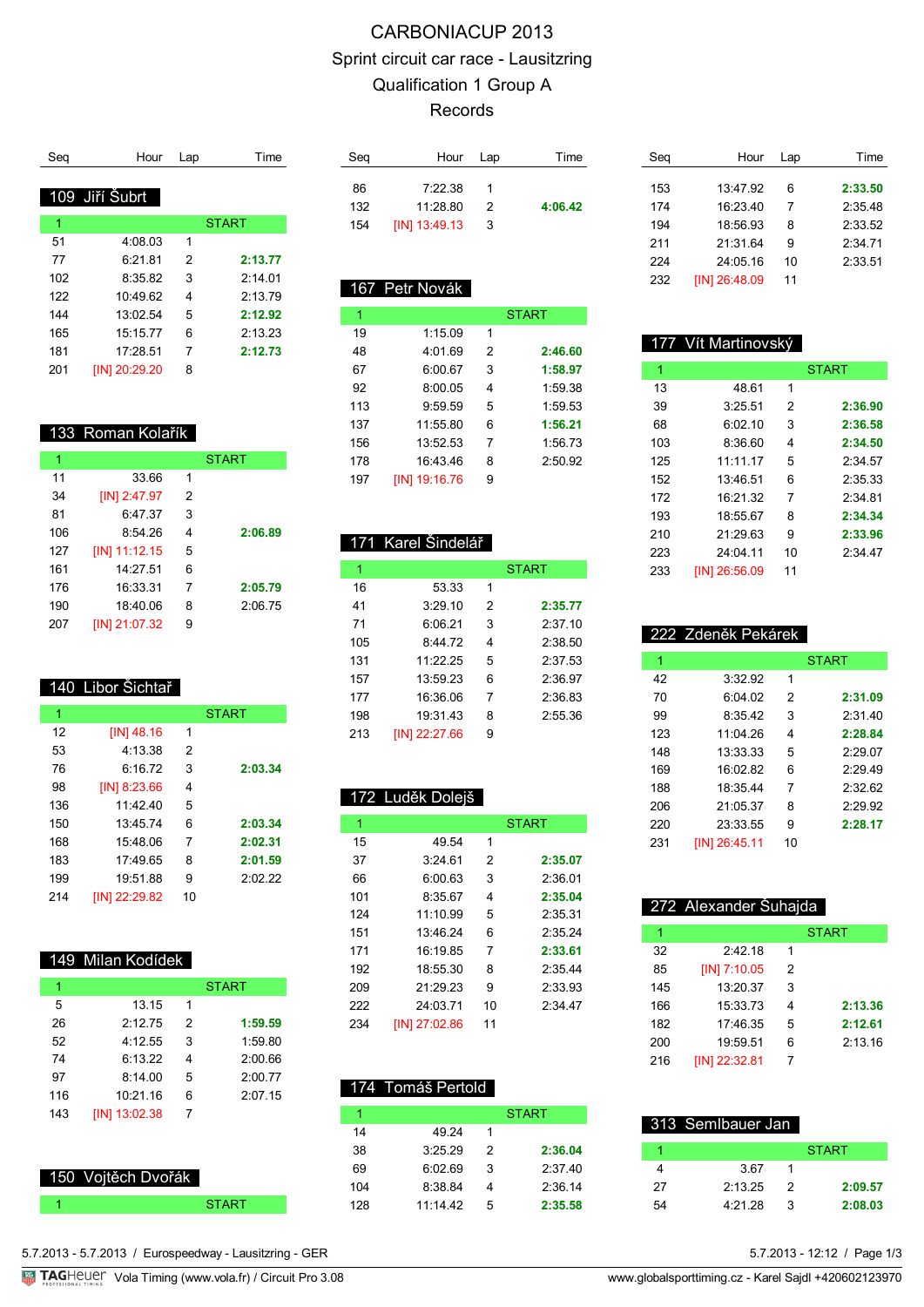# CARBONIACUP 2013

## Sprint circuit car race - Lausitzring

## Qualification 1 Group A

## Records

### 109 Jiří Šubrt

| Seq | Hour | Lap | Time |
|---|---|---|---|
| 1 | | | START |
| 51 | 4:08.03 | 1 | |
| 77 | 6:21.81 | 2 | **2:13.77** |
| 102 | 8:35.82 | 3 | 2:14.01 |
| 122 | 10:49.62 | 4 | 2:13.79 |
| 144 | 13:02.54 | 5 | **2:12.92** |
| 165 | 15:15.77 | 6 | 2:13.23 |
| 181 | 17:28.51 | 7 | **2:12.73** |
| 201 | [IN] 20:29.20 | 8 | |

### 133 Roman Kolařík

| Seq | Hour | Lap | Time |
|---|---|---|---|
| 1 | | | START |
| 11 | 33.66 | 1 | |
| 34 | [IN] 2:47.97 | 2 | |
| 81 | 6:47.37 | 3 | |
| 106 | 8:54.26 | 4 | **2:06.89** |
| 127 | [IN] 11:12.15 | 5 | |
| 161 | 14:27.51 | 6 | |
| 176 | 16:33.31 | 7 | **2:05.79** |
| 190 | 18:40.06 | 8 | 2:06.75 |
| 207 | [IN] 21:07.32 | 9 | |

### 140 Libor Šichtař

| Seq | Hour | Lap | Time |
|---|---|---|---|
| 1 | | | START |
| 12 | [IN] 48.16 | 1 | |
| 53 | 4:13.38 | 2 | |
| 76 | 6:16.72 | 3 | **2:03.34** |
| 98 | [IN] 8:23.66 | 4 | |
| 136 | 11:42.40 | 5 | |
| 150 | 13:45.74 | 6 | **2:03.34** |
| 168 | 15:48.06 | 7 | **2:02.31** |
| 183 | 17:49.65 | 8 | **2:01.59** |
| 199 | 19:51.88 | 9 | 2:02.22 |
| 214 | [IN] 22:29.82 | 10 | |

### 149 Milan Kodídek

| Seq | Hour | Lap | Time |
|---|---|---|---|
| 1 | | | START |
| 5 | 13.15 | 1 | |
| 26 | 2:12.75 | 2 | **1:59.59** |
| 52 | 4:12.55 | 3 | 1:59.80 |
| 74 | 6:13.22 | 4 | 2:00.66 |
| 97 | 8:14.00 | 5 | 2:00.77 |
| 116 | 10:21.16 | 6 | 2:07.15 |
| 143 | [IN] 13:02.38 | 7 | |

### 150 Vojtěch Dvořák

| Seq | Hour | Lap | Time |
|---|---|---|---|
| 1 | | | START |
| 86 | 7:22.38 | 1 | |
| 132 | 11:28.80 | 2 | **4:06.42** |
| 154 | [IN] 13:49.13 | 3 | |

### 167 Petr Novák

| Seq | Hour | Lap | Time |
|---|---|---|---|
| 1 | | | START |
| 19 | 1:15.09 | 1 | |
| 48 | 4:01.69 | 2 | **2:46.60** |
| 67 | 6:00.67 | 3 | **1:58.97** |
| 92 | 8:00.05 | 4 | 1:59.38 |
| 113 | 9:59.59 | 5 | 1:59.53 |
| 137 | 11:55.80 | 6 | **1:56.21** |
| 156 | 13:52.53 | 7 | 1:56.73 |
| 178 | 16:43.46 | 8 | 2:50.92 |
| 197 | [IN] 19:16.76 | 9 | |

### 171 Karel Šindelář

| Seq | Hour | Lap | Time |
|---|---|---|---|
| 1 | | | START |
| 16 | 53.33 | 1 | |
| 41 | 3:29.10 | 2 | **2:35.77** |
| 71 | 6:06.21 | 3 | 2:37.10 |
| 105 | 8:44.72 | 4 | 2:38.50 |
| 131 | 11:22.25 | 5 | 2:37.53 |
| 157 | 13:59.23 | 6 | 2:36.97 |
| 177 | 16:36.06 | 7 | 2:36.83 |
| 198 | 19:31.43 | 8 | 2:55.36 |
| 213 | [IN] 22:27.66 | 9 | |

### 172 Luděk Dolejš

| Seq | Hour | Lap | Time |
|---|---|---|---|
| 1 | | | START |
| 15 | 49.54 | 1 | |
| 37 | 3:24.61 | 2 | **2:35.07** |
| 66 | 6:00.63 | 3 | 2:36.01 |
| 101 | 8:35.67 | 4 | **2:35.04** |
| 124 | 11:10.99 | 5 | 2:35.31 |
| 151 | 13:46.24 | 6 | 2:35.24 |
| 171 | 16:19.85 | 7 | **2:33.61** |
| 192 | 18:55.30 | 8 | 2:35.44 |
| 209 | 21:29.23 | 9 | 2:33.93 |
| 222 | 24:03.71 | 10 | 2:34.47 |
| 234 | [IN] 27:02.86 | 11 | |

### 174 Tomáš Pertold

| Seq | Hour | Lap | Time |
|---|---|---|---|
| 1 | | | START |
| 14 | 49.24 | 1 | |
| 38 | 3:25.29 | 2 | **2:36.04** |
| 69 | 6:02.69 | 3 | 2:37.40 |
| 104 | 8:38.84 | 4 | 2:36.14 |
| 128 | 11:14.42 | 5 | **2:35.58** |
| 153 | 13:47.92 | 6 | **2:33.50** |
| 174 | 16:23.40 | 7 | 2:35.48 |
| 194 | 18:56.93 | 8 | 2:33.52 |
| 211 | 21:31.64 | 9 | 2:34.71 |
| 224 | 24:05.16 | 10 | 2:33.51 |
| 232 | [IN] 26:48.09 | 11 | |

### 177 Vít Martinovský

| Seq | Hour | Lap | Time |
|---|---|---|---|
| 1 | | | START |
| 13 | 48.61 | 1 | |
| 39 | 3:25.51 | 2 | **2:36.90** |
| 68 | 6:02.10 | 3 | **2:36.58** |
| 103 | 8:36.60 | 4 | **2:34.50** |
| 125 | 11:11.17 | 5 | 2:34.57 |
| 152 | 13:46.51 | 6 | 2:35.33 |
| 172 | 16:21.32 | 7 | 2:34.81 |
| 193 | 18:55.67 | 8 | **2:34.34** |
| 210 | 21:29.63 | 9 | **2:33.96** |
| 223 | 24:04.11 | 10 | 2:34.47 |
| 233 | [IN] 26:56.09 | 11 | |

### 222 Zdeněk Pekárek

| Seq | Hour | Lap | Time |
|---|---|---|---|
| 1 | | | START |
| 42 | 3:32.92 | 1 | |
| 70 | 6:04.02 | 2 | **2:31.09** |
| 99 | 8:35.42 | 3 | 2:31.40 |
| 123 | 11:04.26 | 4 | **2:28.84** |
| 148 | 13:33.33 | 5 | 2:29.07 |
| 169 | 16:02.82 | 6 | 2:29.49 |
| 188 | 18:35.44 | 7 | 2:32.62 |
| 206 | 21:05.37 | 8 | 2:29.92 |
| 220 | 23:33.55 | 9 | **2:28.17** |
| 231 | [IN] 26:45.11 | 10 | |

### 272 Alexander Šuhajda

| Seq | Hour | Lap | Time |
|---|---|---|---|
| 1 | | | START |
| 32 | 2:42.18 | 1 | |
| 85 | [IN] 7:10.05 | 2 | |
| 145 | 13:20.37 | 3 | |
| 166 | 15:33.73 | 4 | **2:13.36** |
| 182 | 17:46.35 | 5 | **2:12.61** |
| 200 | 19:59.51 | 6 | 2:13.16 |
| 216 | [IN] 22:32.81 | 7 | |

### 313 Semlbauer Jan

| Seq | Hour | Lap | Time |
|---|---|---|---|
| 1 | | | START |
| 4 | 3.67 | 1 | |
| 27 | 2:13.25 | 2 | **2:09.57** |
| 54 | 4:21.28 | 3 | **2:08.03** |

5.7.2013 - 5.7.2013 / Eurospeedway - Lausitzring - GER

5.7.2013 - 12:12

Vola Timing (www.vola.fr) / Circuit Pro 3.08

www.globalsporttiming.cz - Karel Sajdl +420602123970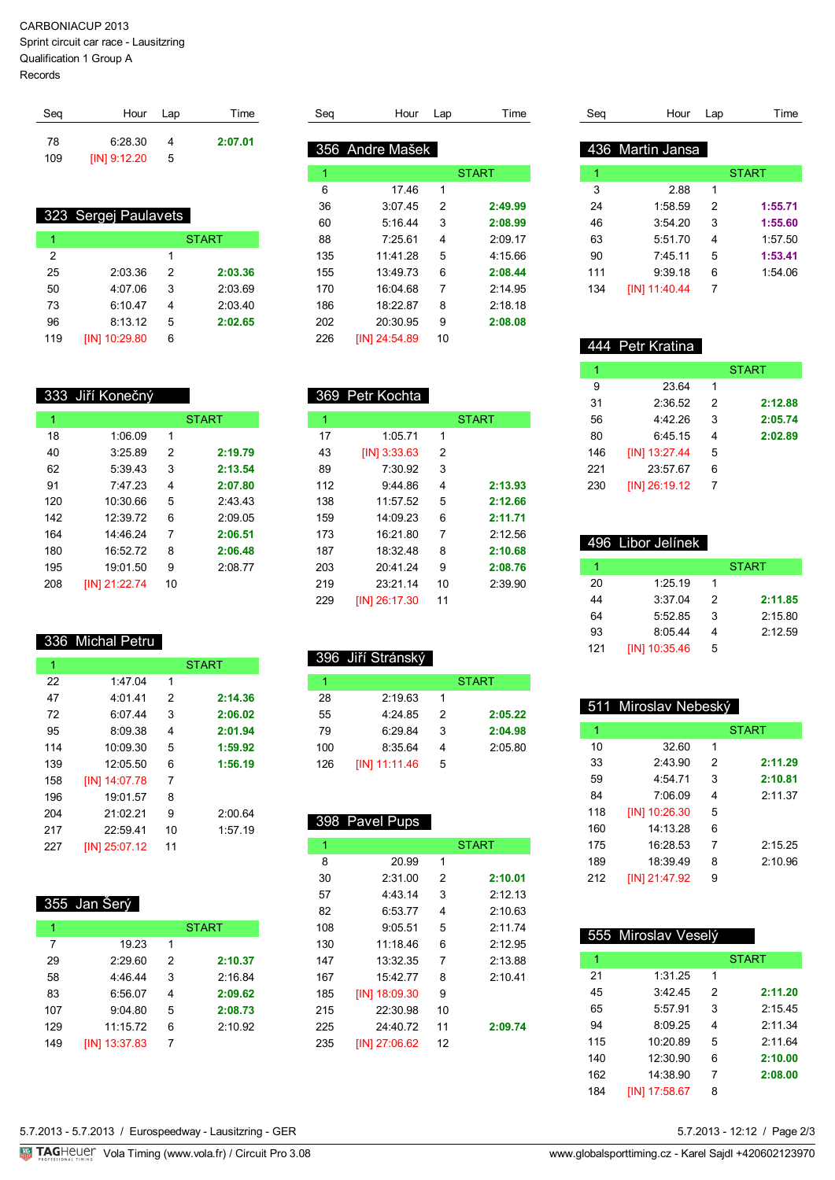CARBONIACUP 2013
Sprint circuit car race - Lausitzring
Qualification 1 Group A
Records

| Seq | Hour | Lap | Time |
|---|---|---|---|
| 78 | 6:28.30 | 4 | **2:07.01** |
| 109 | [IN] 9:12.20 | 5 | |

## 323 Sergej Paulavets

| Seq | Hour | Lap | Time |
|---|---|---|---|
| 1 | | | START |
| 2 | | 1 | |
| 25 | 2:03.36 | 2 | **2:03.36** |
| 50 | 4:07.06 | 3 | 2:03.69 |
| 73 | 6:10.47 | 4 | 2:03.40 |
| 96 | 8:13.12 | 5 | **2:02.65** |
| 119 | [IN] 10:29.80 | 6 | |

## 333 Jiří Konečný

| Seq | Hour | Lap | Time |
|---|---|---|---|
| 1 | | | START |
| 18 | 1:06.09 | 1 | |
| 40 | 3:25.89 | 2 | **2:19.79** |
| 62 | 5:39.43 | 3 | **2:13.54** |
| 91 | 7:47.23 | 4 | **2:07.80** |
| 120 | 10:30.66 | 5 | 2:43.43 |
| 142 | 12:39.72 | 6 | 2:09.05 |
| 164 | 14:46.24 | 7 | **2:06.51** |
| 180 | 16:52.72 | 8 | **2:06.48** |
| 195 | 19:01.50 | 9 | 2:08.77 |
| 208 | [IN] 21:22.74 | 10 | |

## 336 Michal Petru

| Seq | Hour | Lap | Time |
|---|---|---|---|
| 1 | | | START |
| 22 | 1:47.04 | 1 | |
| 47 | 4:01.41 | 2 | **2:14.36** |
| 72 | 6:07.44 | 3 | **2:06.02** |
| 95 | 8:09.38 | 4 | **2:01.94** |
| 114 | 10:09.30 | 5 | **1:59.92** |
| 139 | 12:05.50 | 6 | **1:56.19** |
| 158 | [IN] 14:07.78 | 7 | |
| 196 | 19:01.57 | 8 | |
| 204 | 21:02.21 | 9 | 2:00.64 |
| 217 | 22:59.41 | 10 | 1:57.19 |
| 227 | [IN] 25:07.12 | 11 | |

## 355 Jan Šerý

| Seq | Hour | Lap | Time |
|---|---|---|---|
| 1 | | | START |
| 7 | 19.23 | 1 | |
| 29 | 2:29.60 | 2 | **2:10.37** |
| 58 | 4:46.44 | 3 | 2:16.84 |
| 83 | 6:56.07 | 4 | **2:09.62** |
| 107 | 9:04.80 | 5 | **2:08.73** |
| 129 | 11:15.72 | 6 | 2:10.92 |
| 149 | [IN] 13:37.83 | 7 | |

## 356 Andre Mašek

| Seq | Hour | Lap | Time |
|---|---|---|---|
| 1 | | | START |
| 6 | 17.46 | 1 | |
| 36 | 3:07.45 | 2 | **2:49.99** |
| 60 | 5:16.44 | 3 | **2:08.99** |
| 88 | 7:25.61 | 4 | 2:09.17 |
| 135 | 11:41.28 | 5 | 4:15.66 |
| 155 | 13:49.73 | 6 | **2:08.44** |
| 170 | 16:04.68 | 7 | 2:14.95 |
| 186 | 18:22.87 | 8 | 2:18.18 |
| 202 | 20:30.95 | 9 | **2:08.08** |
| 226 | [IN] 24:54.89 | 10 | |

## 369 Petr Kochta

| Seq | Hour | Lap | Time |
|---|---|---|---|
| 1 | | | START |
| 17 | 1:05.71 | 1 | |
| 43 | [IN] 3:33.63 | 2 | |
| 89 | 7:30.92 | 3 | |
| 112 | 9:44.86 | 4 | **2:13.93** |
| 138 | 11:57.52 | 5 | **2:12.66** |
| 159 | 14:09.23 | 6 | **2:11.71** |
| 173 | 16:21.80 | 7 | 2:12.56 |
| 187 | 18:32.48 | 8 | **2:10.68** |
| 203 | 20:41.24 | 9 | **2:08.76** |
| 219 | 23:21.14 | 10 | 2:39.90 |
| 229 | [IN] 26:17.30 | 11 | |

## 396 Jiří Stránský

| Seq | Hour | Lap | Time |
|---|---|---|---|
| 1 | | | START |
| 28 | 2:19.63 | 1 | |
| 55 | 4:24.85 | 2 | **2:05.22** |
| 79 | 6:29.84 | 3 | **2:04.98** |
| 100 | 8:35.64 | 4 | 2:05.80 |
| 126 | [IN] 11:11.46 | 5 | |

## 398 Pavel Pups

| Seq | Hour | Lap | Time |
|---|---|---|---|
| 1 | | | START |
| 8 | 20.99 | 1 | |
| 30 | 2:31.00 | 2 | **2:10.01** |
| 57 | 4:43.14 | 3 | 2:12.13 |
| 82 | 6:53.77 | 4 | 2:10.63 |
| 108 | 9:05.51 | 5 | 2:11.74 |
| 130 | 11:18.46 | 6 | 2:12.95 |
| 147 | 13:32.35 | 7 | 2:13.88 |
| 167 | 15:42.77 | 8 | 2:10.41 |
| 185 | [IN] 18:09.30 | 9 | |
| 215 | 22:30.98 | 10 | |
| 225 | 24:40.72 | 11 | **2:09.74** |
| 235 | [IN] 27:06.62 | 12 | |

## 436 Martin Jansa

| Seq | Hour | Lap | Time |
|---|---|---|---|
| 1 | | | START |
| 3 | 2.88 | 1 | |
| 24 | 1:58.59 | 2 | **1:55.71** |
| 46 | 3:54.20 | 3 | **1:55.60** |
| 63 | 5:51.70 | 4 | 1:57.50 |
| 90 | 7:45.11 | 5 | **1:53.41** |
| 111 | 9:39.18 | 6 | 1:54.06 |
| 134 | [IN] 11:40.44 | 7 | |

## 444 Petr Kratina

| Seq | Hour | Lap | Time |
|---|---|---|---|
| 1 | | | START |
| 9 | 23.64 | 1 | |
| 31 | 2:36.52 | 2 | **2:12.88** |
| 56 | 4:42.26 | 3 | **2:05.74** |
| 80 | 6:45.15 | 4 | **2:02.89** |
| 146 | [IN] 13:27.44 | 5 | |
| 221 | 23:57.67 | 6 | |
| 230 | [IN] 26:19.12 | 7 | |

## 496 Libor Jelínek

| Seq | Hour | Lap | Time |
|---|---|---|---|
| 1 | | | START |
| 20 | 1:25.19 | 1 | |
| 44 | 3:37.04 | 2 | **2:11.85** |
| 64 | 5:52.85 | 3 | 2:15.80 |
| 93 | 8:05.44 | 4 | 2:12.59 |
| 121 | [IN] 10:35.46 | 5 | |

## 511 Miroslav Nebeský

| Seq | Hour | Lap | Time |
|---|---|---|---|
| 1 | | | START |
| 10 | 32.60 | 1 | |
| 33 | 2:43.90 | 2 | **2:11.29** |
| 59 | 4:54.71 | 3 | **2:10.81** |
| 84 | 7:06.09 | 4 | 2:11.37 |
| 118 | [IN] 10:26.30 | 5 | |
| 160 | 14:13.28 | 6 | |
| 175 | 16:28.53 | 7 | 2:15.25 |
| 189 | 18:39.49 | 8 | 2:10.96 |
| 212 | [IN] 21:47.92 | 9 | |

## 555 Miroslav Veselý

| Seq | Hour | Lap | Time |
|---|---|---|---|
| 1 | | | START |
| 21 | 1:31.25 | 1 | |
| 45 | 3:42.45 | 2 | **2:11.20** |
| 65 | 5:57.91 | 3 | 2:15.45 |
| 94 | 8:09.25 | 4 | 2:11.34 |
| 115 | 10:20.89 | 5 | 2:11.64 |
| 140 | 12:30.90 | 6 | **2:10.00** |
| 162 | 14:38.90 | 7 | **2:08.00** |
| 184 | [IN] 17:58.67 | 8 | |

5.7.2013 - 5.7.2013 / Eurospeedway - Lausitzring - GER

Vola Timing (www.vola.fr) / Circuit Pro 3.08 — www.globalsporttiming.cz - Karel Sajdl +420602123970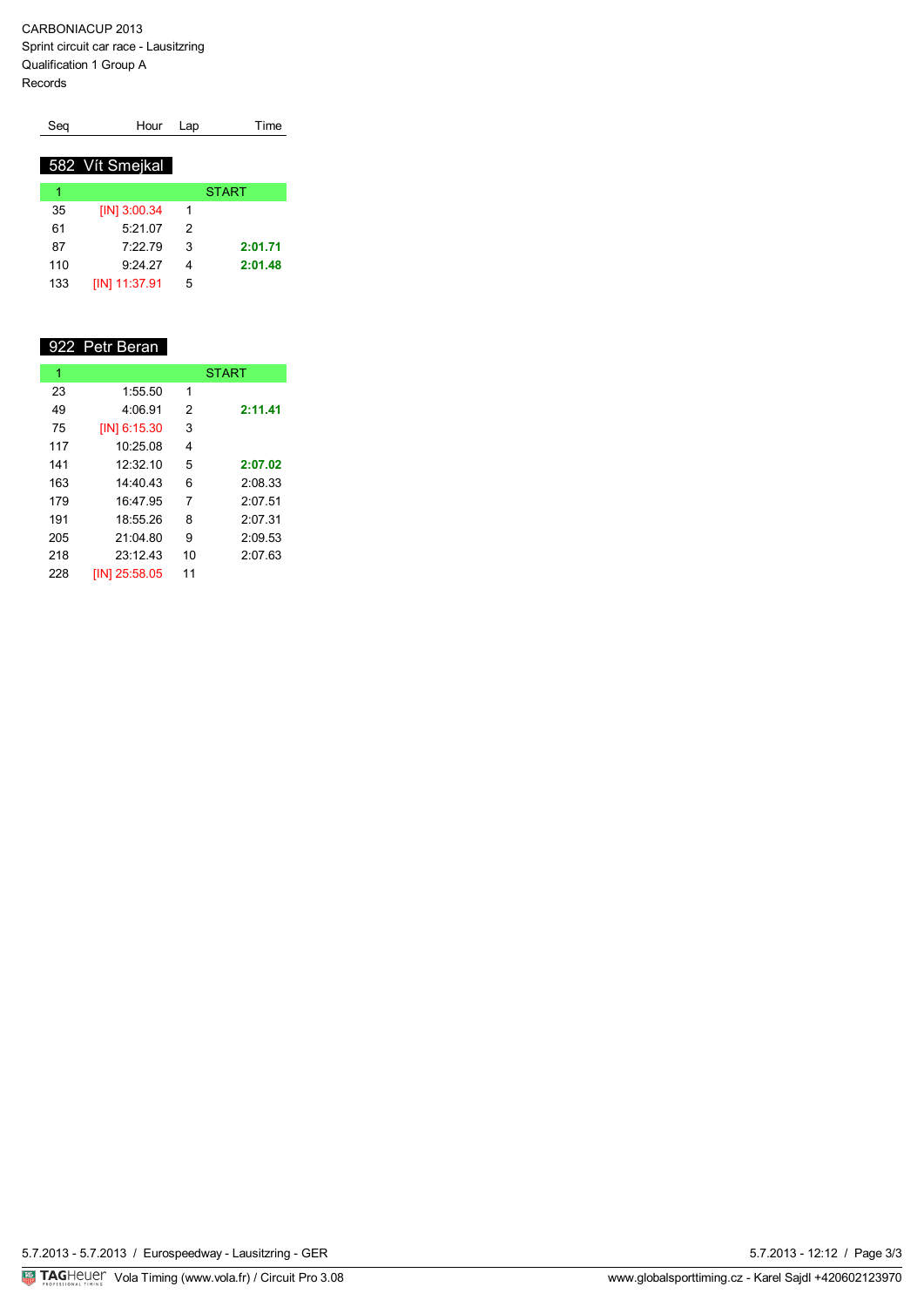CARBONIACUP 2013
Sprint circuit car race - Lausitzring
Qualification 1 Group A
Records

## 582 Vít Smejkal

| Seq | Hour | Lap | Time |
|---|---|---|---|
| 1 | | | START |
| 35 | [IN] 3:00.34 | 1 | |
| 61 | 5:21.07 | 2 | |
| 87 | 7:22.79 | 3 | **2:01.71** |
| 110 | 9:24.27 | 4 | **2:01.48** |
| 133 | [IN] 11:37.91 | 5 | |

## 922 Petr Beran

| Seq | Hour | Lap | Time |
|---|---|---|---|
| 1 | | | START |
| 23 | 1:55.50 | 1 | |
| 49 | 4:06.91 | 2 | **2:11.41** |
| 75 | [IN] 6:15.30 | 3 | |
| 117 | 10:25.08 | 4 | |
| 141 | 12:32.10 | 5 | **2:07.02** |
| 163 | 14:40.43 | 6 | 2:08.33 |
| 179 | 16:47.95 | 7 | 2:07.51 |
| 191 | 18:55.26 | 8 | 2:07.31 |
| 205 | 21:04.80 | 9 | 2:09.53 |
| 218 | 23:12.43 | 10 | 2:07.63 |
| 228 | [IN] 25:58.05 | 11 | |